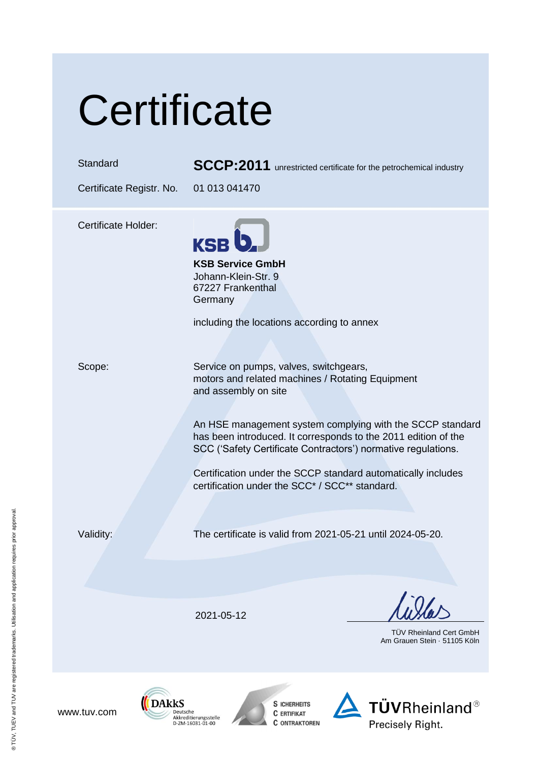# Certificate

| | |
|---|---|
| Standard | **SCCP:2011** unrestricted certificate for the petrochemical industry |
| Certificate Registr. No. | 01 013 041470 |

Certificate Holder:

KSB

**KSB Service GmbH**
Johann-Klein-Str. 9
67227 Frankenthal
Germany

including the locations according to annex

Scope:

Service on pumps, valves, switchgears, motors and related machines / Rotating Equipment and assembly on site

An HSE management system complying with the SCCP standard has been introduced. It corresponds to the 2011 edition of the SCC ('Safety Certificate Contractors') normative regulations.

Certification under the SCCP standard automatically includes certification under the SCC* / SCC** standard.

Validity:

The certificate is valid from 2021-05-21 until 2024-05-20.

2021-05-12

TÜV Rheinland Cert GmbH
Am Grauen Stein · 51105 Köln

www.tuv.com

DAkkS Deutsche Akkreditierungsstelle D-ZM-16031-01-00

Sicherheits Certifikat Contraktoren

TÜVRheinland® Precisely Right.

® TÜV, TUEV and TUV are registered trademarks. Utilisation and application requires prior approval.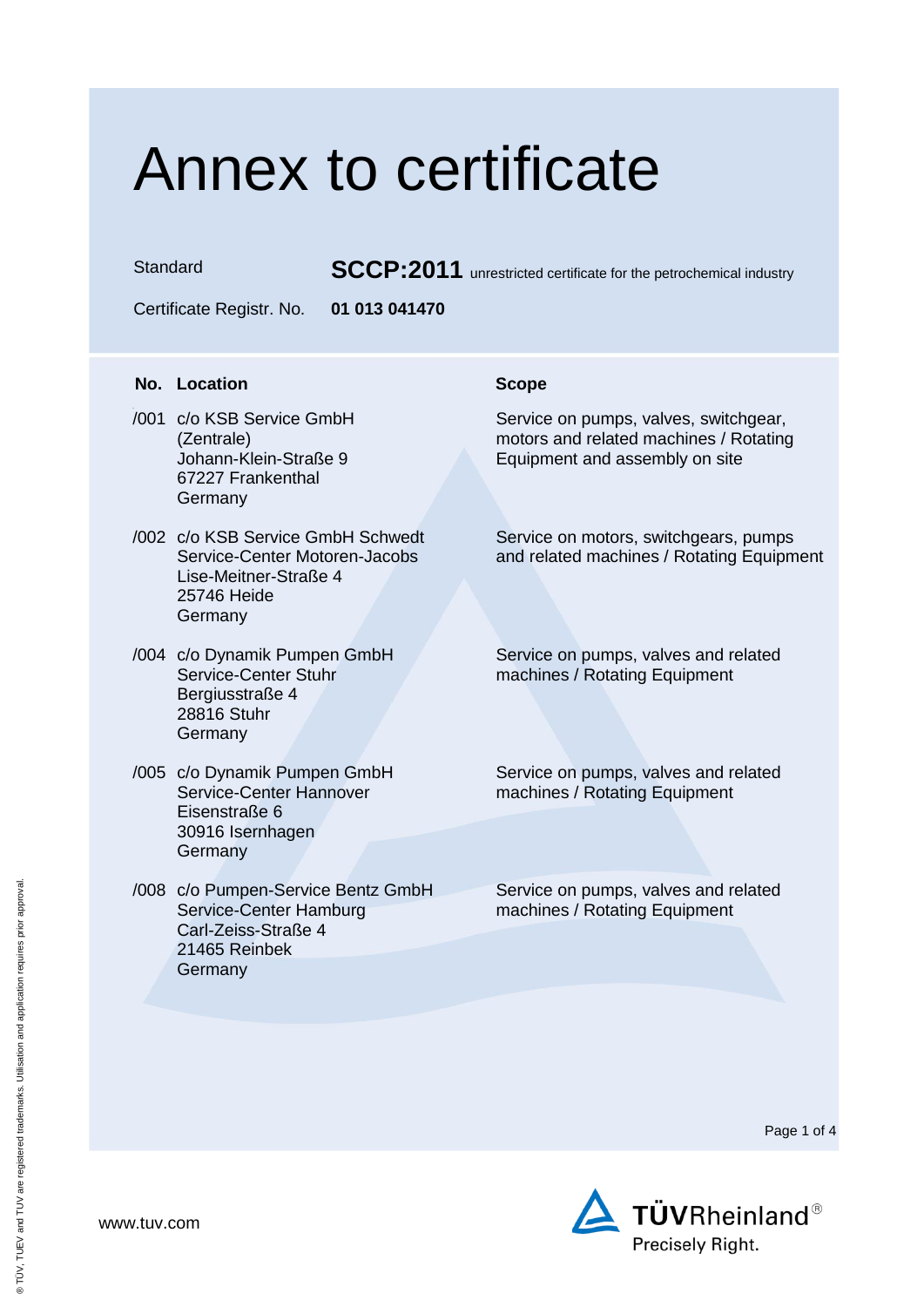# Annex to certificate

Standard **SCCP:2011** unrestricted certificate for the petrochemical industry

Certificate Registr. No. **01 013 041470**

| No. | Location | Scope |
|---|---|---|
| /001 | c/o KSB Service GmbH (Zentrale) Johann-Klein-Straße 9 67227 Frankenthal Germany | Service on pumps, valves, switchgear, motors and related machines / Rotating Equipment and assembly on site |
| /002 | c/o KSB Service GmbH Schwedt Service-Center Motoren-Jacobs Lise-Meitner-Straße 4 25746 Heide Germany | Service on motors, switchgears, pumps and related machines / Rotating Equipment |
| /004 | c/o Dynamik Pumpen GmbH Service-Center Stuhr Bergiusstraße 4 28816 Stuhr Germany | Service on pumps, valves and related machines / Rotating Equipment |
| /005 | c/o Dynamik Pumpen GmbH Service-Center Hannover Eisenstraße 6 30916 Isernhagen Germany | Service on pumps, valves and related machines / Rotating Equipment |
| /008 | c/o Pumpen-Service Bentz GmbH Service-Center Hamburg Carl-Zeiss-Straße 4 21465 Reinbek Germany | Service on pumps, valves and related machines / Rotating Equipment |

www.tuv.com

TÜVRheinland®
Precisely Right.

® TÜV, TUEV and TUV are registered trademarks. Utilisation and application requires prior approval.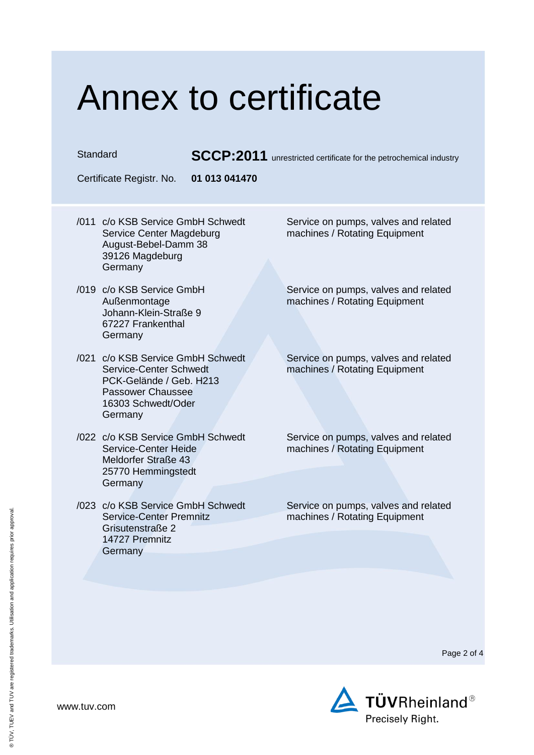# Annex to certificate

Standard **SCCP:2011** unrestricted certificate for the petrochemical industry

Certificate Registr. No. **01 013 041470**

| | Site | Scope |
|---|---|---|
| /011 | c/o KSB Service GmbH Schwedt<br>Service Center Magdeburg<br>August-Bebel-Damm 38<br>39126 Magdeburg<br>Germany | Service on pumps, valves and related machines / Rotating Equipment |
| /019 | c/o KSB Service GmbH<br>Außenmontage<br>Johann-Klein-Straße 9<br>67227 Frankenthal<br>Germany | Service on pumps, valves and related machines / Rotating Equipment |
| /021 | c/o KSB Service GmbH Schwedt<br>Service-Center Schwedt<br>PCK-Gelände / Geb. H213<br>Passower Chaussee<br>16303 Schwedt/Oder<br>Germany | Service on pumps, valves and related machines / Rotating Equipment |
| /022 | c/o KSB Service GmbH Schwedt<br>Service-Center Heide<br>Meldorfer Straße 43<br>25770 Hemmingstedt<br>Germany | Service on pumps, valves and related machines / Rotating Equipment |
| /023 | c/o KSB Service GmbH Schwedt<br>Service-Center Premnitz<br>Grisutenstraße 2<br>14727 Premnitz<br>Germany | Service on pumps, valves and related machines / Rotating Equipment |

www.tuv.com

TÜVRheinland®
Precisely Right.

® TÜV, TUEV and TUV are registered trademarks. Utilisation and application requires prior approval.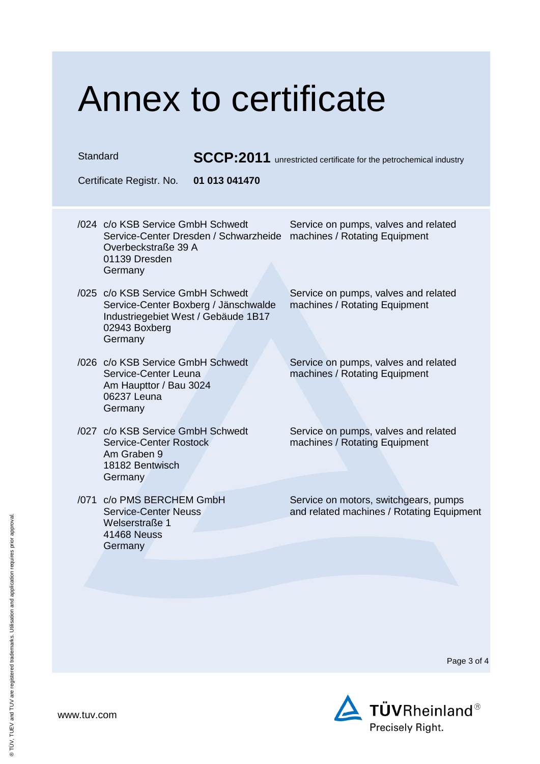# Annex to certificate

Standard **SCCP:2011** unrestricted certificate for the petrochemical industry

Certificate Registr. No. **01 013 041470**

| | | |
|---|---|---|
| /024 | c/o KSB Service GmbH Schwedt<br>Service-Center Dresden / Schwarzheide<br>Overbeckstraße 39 A<br>01139 Dresden<br>Germany | Service on pumps, valves and related machines / Rotating Equipment |
| /025 | c/o KSB Service GmbH Schwedt<br>Service-Center Boxberg / Jänschwalde<br>Industriegebiet West / Gebäude 1B17<br>02943 Boxberg<br>Germany | Service on pumps, valves and related machines / Rotating Equipment |
| /026 | c/o KSB Service GmbH Schwedt<br>Service-Center Leuna<br>Am Haupttor / Bau 3024<br>06237 Leuna<br>Germany | Service on pumps, valves and related machines / Rotating Equipment |
| /027 | c/o KSB Service GmbH Schwedt<br>Service-Center Rostock<br>Am Graben 9<br>18182 Bentwisch<br>Germany | Service on pumps, valves and related machines / Rotating Equipment |
| /071 | c/o PMS BERCHEM GmbH<br>Service-Center Neuss<br>Welserstraße 1<br>41468 Neuss<br>Germany | Service on motors, switchgears, pumps and related machines / Rotating Equipment |

www.tuv.com

TÜVRheinland®
Precisely Right.

® TÜV, TUEV and TUV are registered trademarks. Utilisation and application requires prior approval.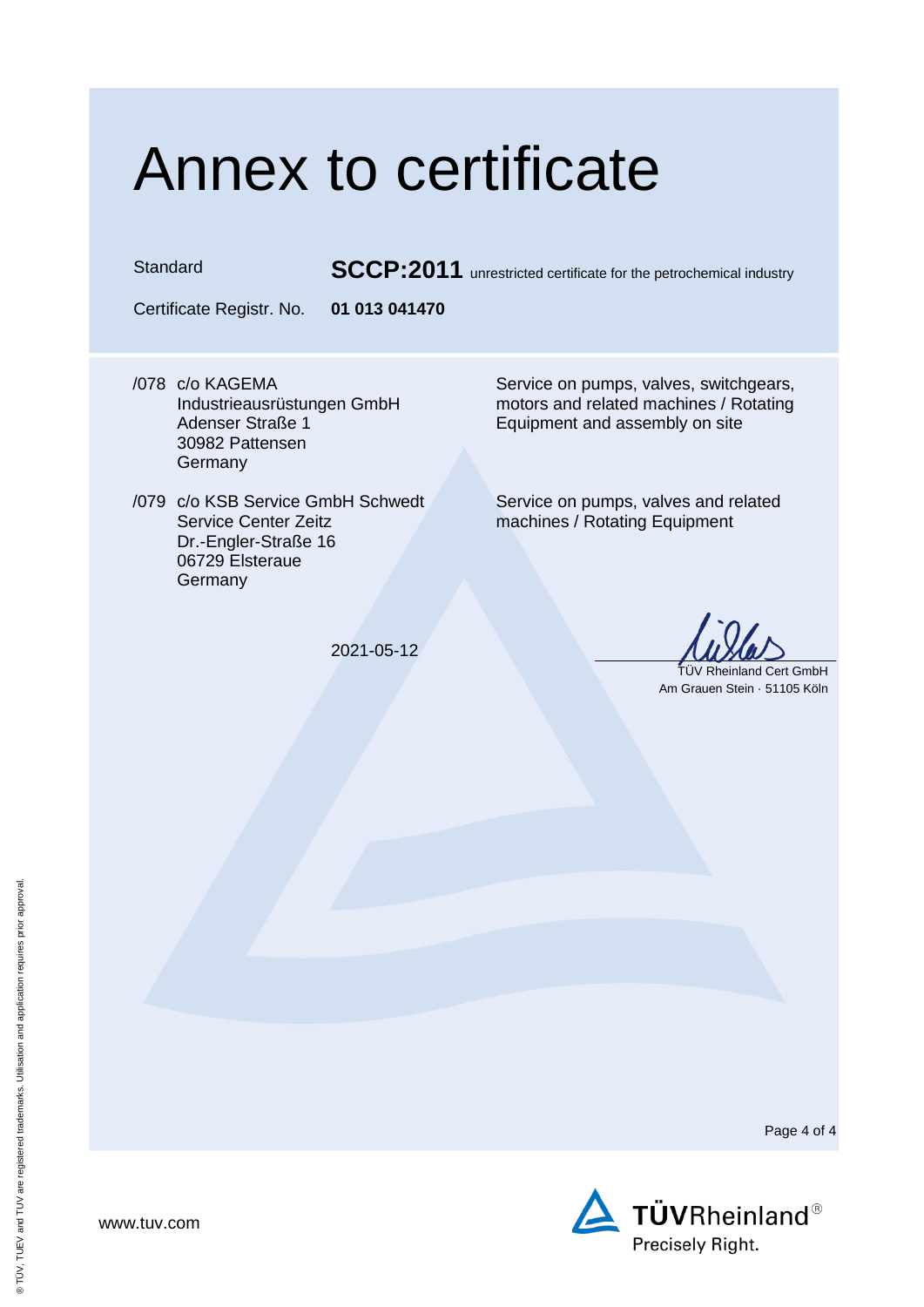# Annex to certificate

Standard **SCCP:2011** unrestricted certificate for the petrochemical industry

Certificate Registr. No. **01 013 041470**

| | | |
|---|---|---|
| /078 | c/o KAGEMA Industrieausrüstungen GmbH<br>Adenser Straße 1<br>30982 Pattensen<br>Germany | Service on pumps, valves, switchgears, motors and related machines / Rotating Equipment and assembly on site |
| /079 | c/o KSB Service GmbH Schwedt<br>Service Center Zeitz<br>Dr.-Engler-Straße 16<br>06729 Elsteraue<br>Germany | Service on pumps, valves and related machines / Rotating Equipment |

2021-05-12

TÜV Rheinland Cert GmbH
Am Grauen Stein · 51105 Köln

www.tuv.com

TÜVRheinland®
Precisely Right.

® TÜV, TUEV and TUV are registered trademarks. Utilisation and application requires prior approval.